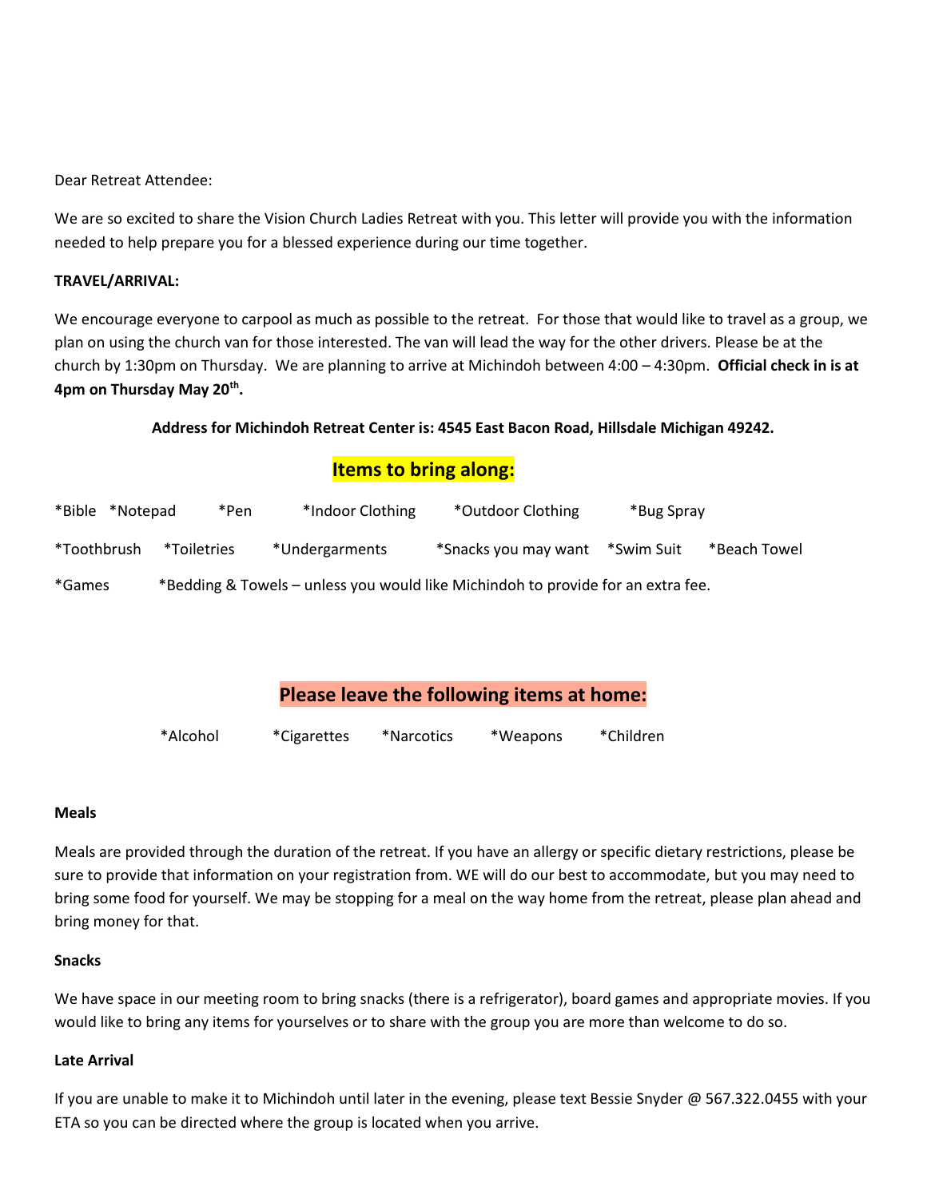Dear Retreat Attendee:

We are so excited to share the Vision Church Ladies Retreat with you. This letter will provide you with the information needed to help prepare you for a blessed experience during our time together.

**TRAVEL/ARRIVAL:**

We encourage everyone to carpool as much as possible to the retreat. For those that would like to travel as a group, we plan on using the church van for those interested. The van will lead the way for the other drivers. Please be at the church by 1:30pm on Thursday. We are planning to arrive at Michindoh between 4:00 – 4:30pm. **Official check in is at 4pm on Thursday May 20th.**

**Address for Michindoh Retreat Center is: 4545 East Bacon Road, Hillsdale Michigan 49242.**

## Items to bring along:

*Bible *Notepad *Pen *Indoor Clothing *Outdoor Clothing *Bug Spray

*Toothbrush *Toiletries *Undergarments *Snacks you may want *Swim Suit *Beach Towel

*Games *Bedding & Towels – unless you would like Michindoh to provide for an extra fee.

## Please leave the following items at home:

*Alcohol *Cigarettes *Narcotics *Weapons *Children

**Meals**

Meals are provided through the duration of the retreat. If you have an allergy or specific dietary restrictions, please be sure to provide that information on your registration from. WE will do our best to accommodate, but you may need to bring some food for yourself. We may be stopping for a meal on the way home from the retreat, please plan ahead and bring money for that.

**Snacks**

We have space in our meeting room to bring snacks (there is a refrigerator), board games and appropriate movies. If you would like to bring any items for yourselves or to share with the group you are more than welcome to do so.

**Late Arrival**

If you are unable to make it to Michindoh until later in the evening, please text Bessie Snyder @ 567.322.0455 with your ETA so you can be directed where the group is located when you arrive.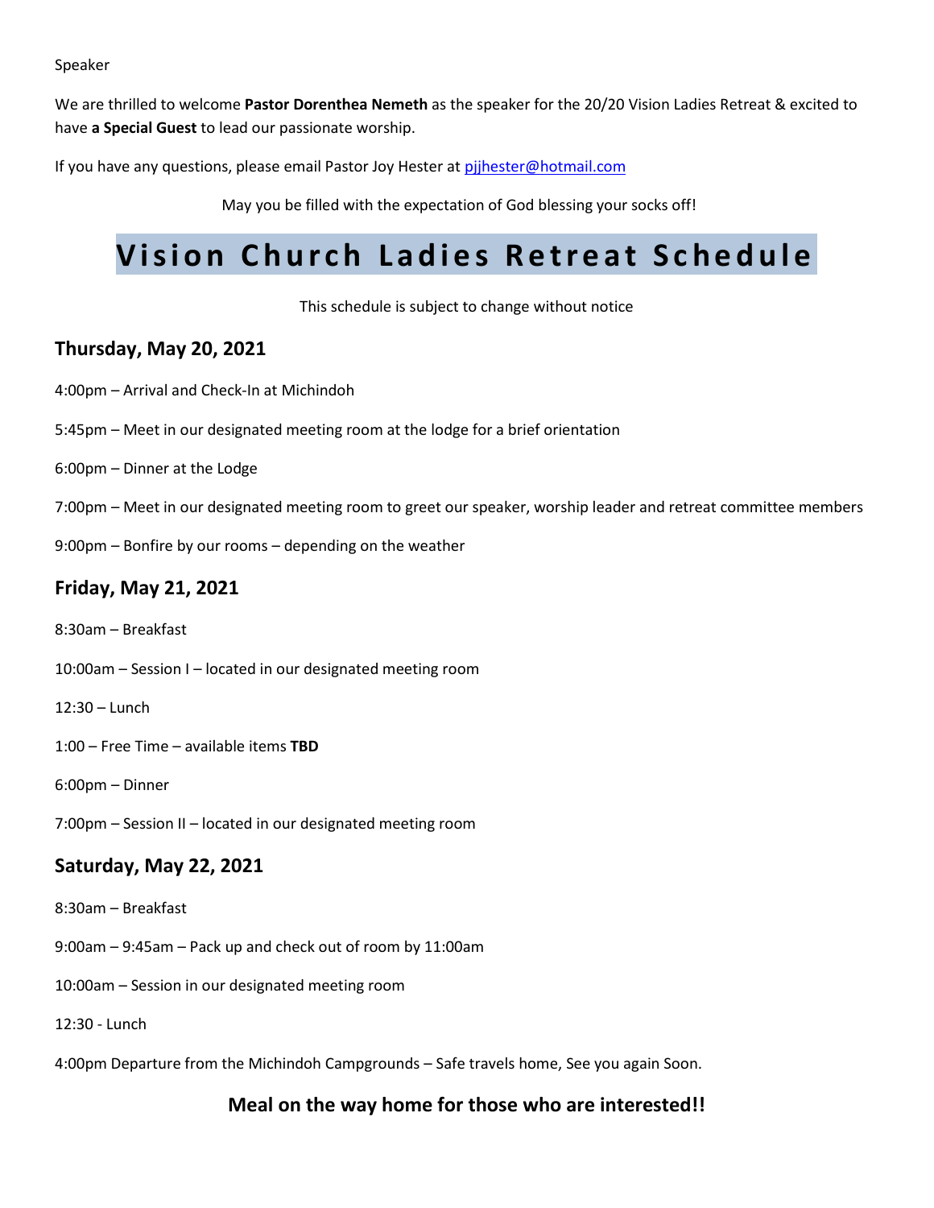Speaker

We are thrilled to welcome **Pastor Dorenthea Nemeth** as the speaker for the 20/20 Vision Ladies Retreat & excited to have **a Special Guest** to lead our passionate worship.

If you have any questions, please email Pastor Joy Hester at pjjhester@hotmail.com

May you be filled with the expectation of God blessing your socks off!

# Vision Church Ladies Retreat Schedule

This schedule is subject to change without notice

## Thursday, May 20, 2021

4:00pm – Arrival and Check-In at Michindoh

5:45pm – Meet in our designated meeting room at the lodge for a brief orientation

6:00pm – Dinner at the Lodge

7:00pm – Meet in our designated meeting room to greet our speaker, worship leader and retreat committee members

9:00pm – Bonfire by our rooms – depending on the weather

## Friday, May 21, 2021

8:30am – Breakfast

10:00am – Session I – located in our designated meeting room

12:30 – Lunch

1:00 – Free Time – available items **TBD**

6:00pm – Dinner

7:00pm – Session II – located in our designated meeting room

## Saturday, May 22, 2021

8:30am – Breakfast

9:00am – 9:45am – Pack up and check out of room by 11:00am

10:00am – Session in our designated meeting room

12:30 - Lunch

4:00pm Departure from the Michindoh Campgrounds – Safe travels home, See you again Soon.

**Meal on the way home for those who are interested!!**